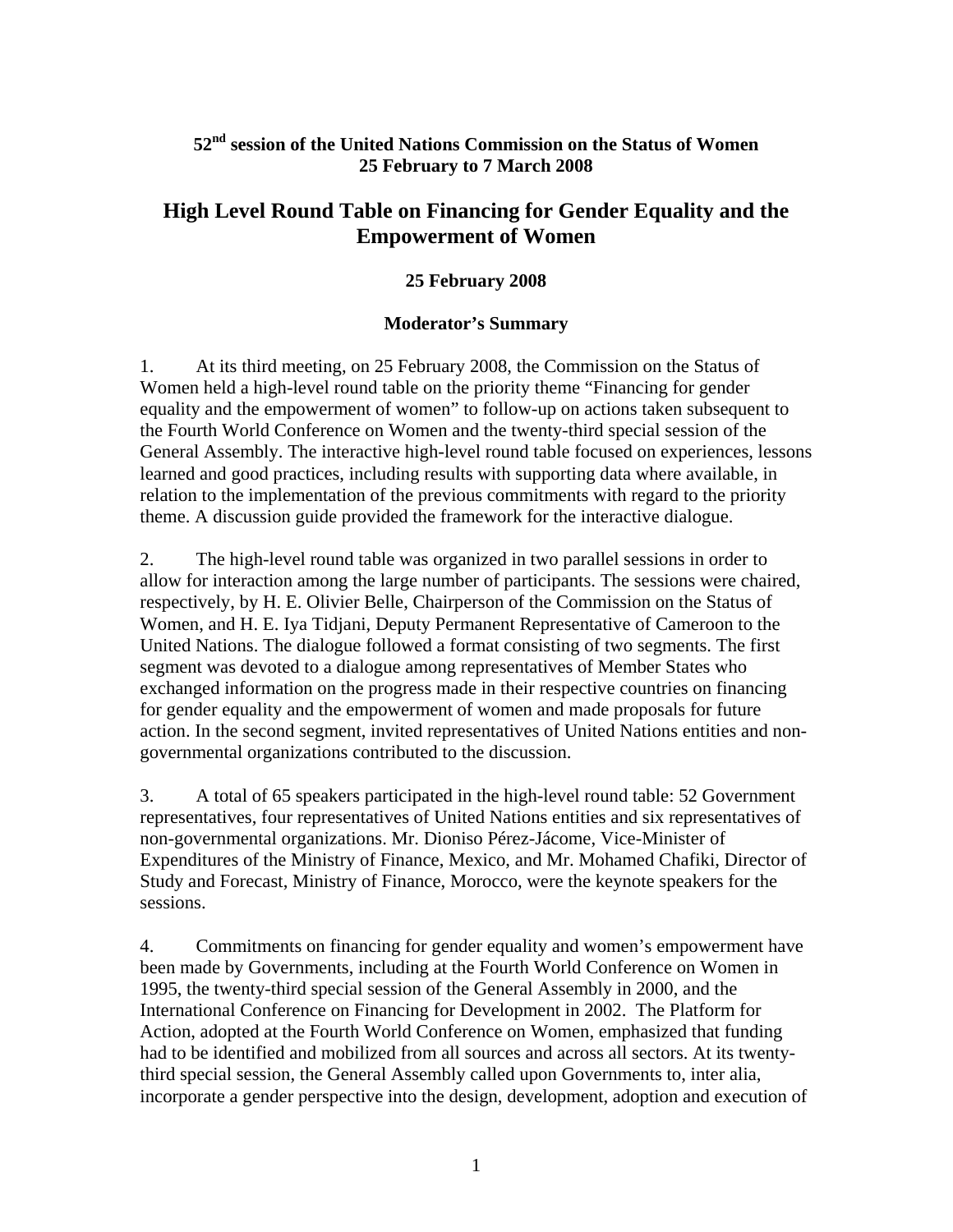**52nd session of the United Nations Commission on the Status of Women**
**25 February to 7 March 2008**

# High Level Round Table on Financing for Gender Equality and the Empowerment of Women

### 25 February 2008

### Moderator's Summary

1. At its third meeting, on 25 February 2008, the Commission on the Status of Women held a high-level round table on the priority theme "Financing for gender equality and the empowerment of women" to follow-up on actions taken subsequent to the Fourth World Conference on Women and the twenty-third special session of the General Assembly. The interactive high-level round table focused on experiences, lessons learned and good practices, including results with supporting data where available, in relation to the implementation of the previous commitments with regard to the priority theme. A discussion guide provided the framework for the interactive dialogue.

2. The high-level round table was organized in two parallel sessions in order to allow for interaction among the large number of participants. The sessions were chaired, respectively, by H. E. Olivier Belle, Chairperson of the Commission on the Status of Women, and H. E. Iya Tidjani, Deputy Permanent Representative of Cameroon to the United Nations. The dialogue followed a format consisting of two segments. The first segment was devoted to a dialogue among representatives of Member States who exchanged information on the progress made in their respective countries on financing for gender equality and the empowerment of women and made proposals for future action. In the second segment, invited representatives of United Nations entities and non-governmental organizations contributed to the discussion.

3. A total of 65 speakers participated in the high-level round table: 52 Government representatives, four representatives of United Nations entities and six representatives of non-governmental organizations. Mr. Dioniso Pérez-Jácome, Vice-Minister of Expenditures of the Ministry of Finance, Mexico, and Mr. Mohamed Chafiki, Director of Study and Forecast, Ministry of Finance, Morocco, were the keynote speakers for the sessions.

4. Commitments on financing for gender equality and women's empowerment have been made by Governments, including at the Fourth World Conference on Women in 1995, the twenty-third special session of the General Assembly in 2000, and the International Conference on Financing for Development in 2002. The Platform for Action, adopted at the Fourth World Conference on Women, emphasized that funding had to be identified and mobilized from all sources and across all sectors. At its twenty-third special session, the General Assembly called upon Governments to, inter alia, incorporate a gender perspective into the design, development, adoption and execution of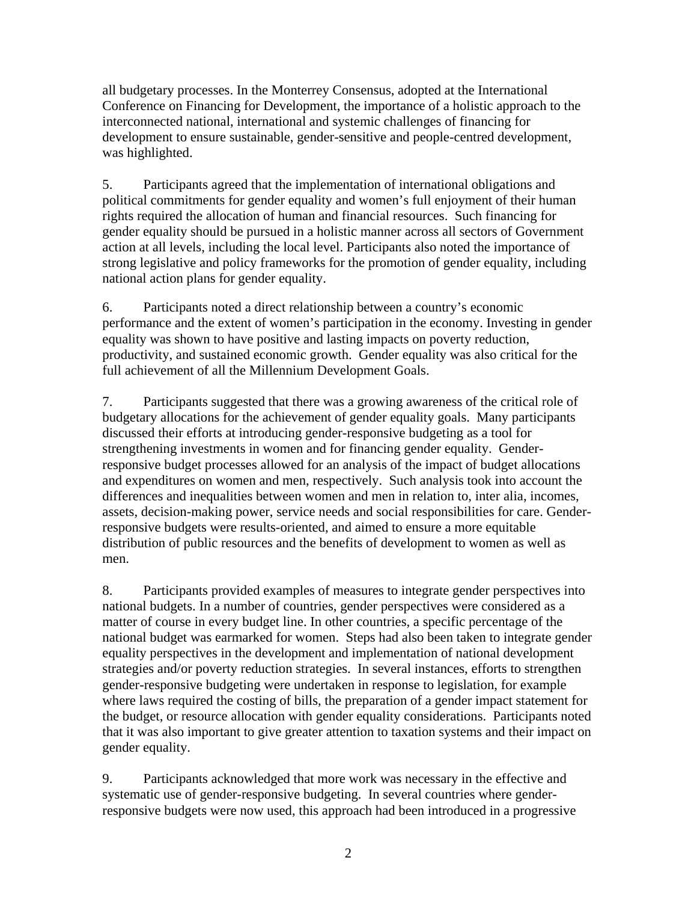all budgetary processes. In the Monterrey Consensus, adopted at the International Conference on Financing for Development, the importance of a holistic approach to the interconnected national, international and systemic challenges of financing for development to ensure sustainable, gender-sensitive and people-centred development, was highlighted.

5. Participants agreed that the implementation of international obligations and political commitments for gender equality and women's full enjoyment of their human rights required the allocation of human and financial resources. Such financing for gender equality should be pursued in a holistic manner across all sectors of Government action at all levels, including the local level. Participants also noted the importance of strong legislative and policy frameworks for the promotion of gender equality, including national action plans for gender equality.

6. Participants noted a direct relationship between a country's economic performance and the extent of women's participation in the economy. Investing in gender equality was shown to have positive and lasting impacts on poverty reduction, productivity, and sustained economic growth. Gender equality was also critical for the full achievement of all the Millennium Development Goals.

7. Participants suggested that there was a growing awareness of the critical role of budgetary allocations for the achievement of gender equality goals. Many participants discussed their efforts at introducing gender-responsive budgeting as a tool for strengthening investments in women and for financing gender equality. Gender-responsive budget processes allowed for an analysis of the impact of budget allocations and expenditures on women and men, respectively. Such analysis took into account the differences and inequalities between women and men in relation to, inter alia, incomes, assets, decision-making power, service needs and social responsibilities for care. Gender-responsive budgets were results-oriented, and aimed to ensure a more equitable distribution of public resources and the benefits of development to women as well as men.

8. Participants provided examples of measures to integrate gender perspectives into national budgets. In a number of countries, gender perspectives were considered as a matter of course in every budget line. In other countries, a specific percentage of the national budget was earmarked for women. Steps had also been taken to integrate gender equality perspectives in the development and implementation of national development strategies and/or poverty reduction strategies. In several instances, efforts to strengthen gender-responsive budgeting were undertaken in response to legislation, for example where laws required the costing of bills, the preparation of a gender impact statement for the budget, or resource allocation with gender equality considerations. Participants noted that it was also important to give greater attention to taxation systems and their impact on gender equality.

9. Participants acknowledged that more work was necessary in the effective and systematic use of gender-responsive budgeting. In several countries where gender-responsive budgets were now used, this approach had been introduced in a progressive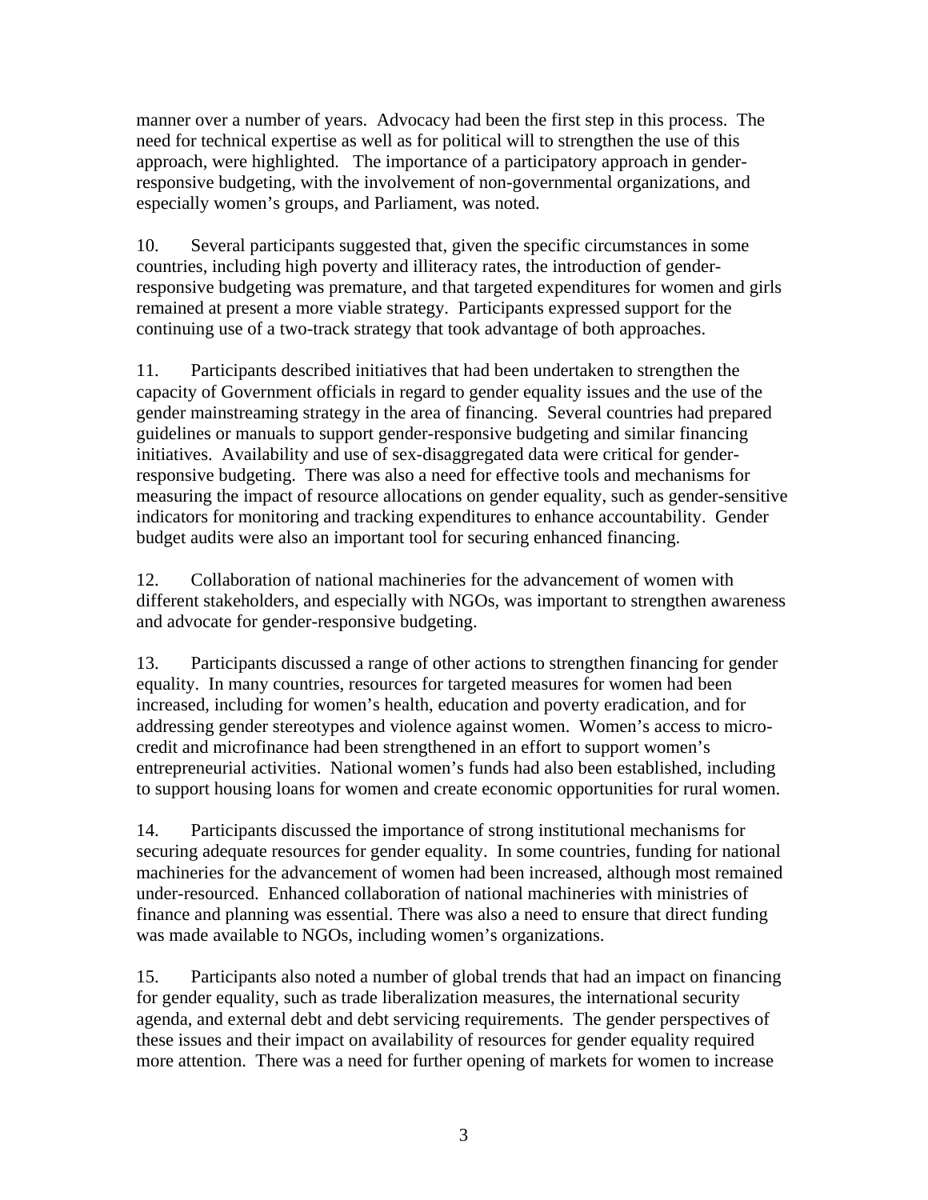manner over a number of years. Advocacy had been the first step in this process. The need for technical expertise as well as for political will to strengthen the use of this approach, were highlighted. The importance of a participatory approach in gender-responsive budgeting, with the involvement of non-governmental organizations, and especially women's groups, and Parliament, was noted.

10. Several participants suggested that, given the specific circumstances in some countries, including high poverty and illiteracy rates, the introduction of gender-responsive budgeting was premature, and that targeted expenditures for women and girls remained at present a more viable strategy. Participants expressed support for the continuing use of a two-track strategy that took advantage of both approaches.

11. Participants described initiatives that had been undertaken to strengthen the capacity of Government officials in regard to gender equality issues and the use of the gender mainstreaming strategy in the area of financing. Several countries had prepared guidelines or manuals to support gender-responsive budgeting and similar financing initiatives. Availability and use of sex-disaggregated data were critical for gender-responsive budgeting. There was also a need for effective tools and mechanisms for measuring the impact of resource allocations on gender equality, such as gender-sensitive indicators for monitoring and tracking expenditures to enhance accountability. Gender budget audits were also an important tool for securing enhanced financing.

12. Collaboration of national machineries for the advancement of women with different stakeholders, and especially with NGOs, was important to strengthen awareness and advocate for gender-responsive budgeting.

13. Participants discussed a range of other actions to strengthen financing for gender equality. In many countries, resources for targeted measures for women had been increased, including for women's health, education and poverty eradication, and for addressing gender stereotypes and violence against women. Women's access to micro-credit and microfinance had been strengthened in an effort to support women's entrepreneurial activities. National women's funds had also been established, including to support housing loans for women and create economic opportunities for rural women.

14. Participants discussed the importance of strong institutional mechanisms for securing adequate resources for gender equality. In some countries, funding for national machineries for the advancement of women had been increased, although most remained under-resourced. Enhanced collaboration of national machineries with ministries of finance and planning was essential. There was also a need to ensure that direct funding was made available to NGOs, including women's organizations.

15. Participants also noted a number of global trends that had an impact on financing for gender equality, such as trade liberalization measures, the international security agenda, and external debt and debt servicing requirements. The gender perspectives of these issues and their impact on availability of resources for gender equality required more attention. There was a need for further opening of markets for women to increase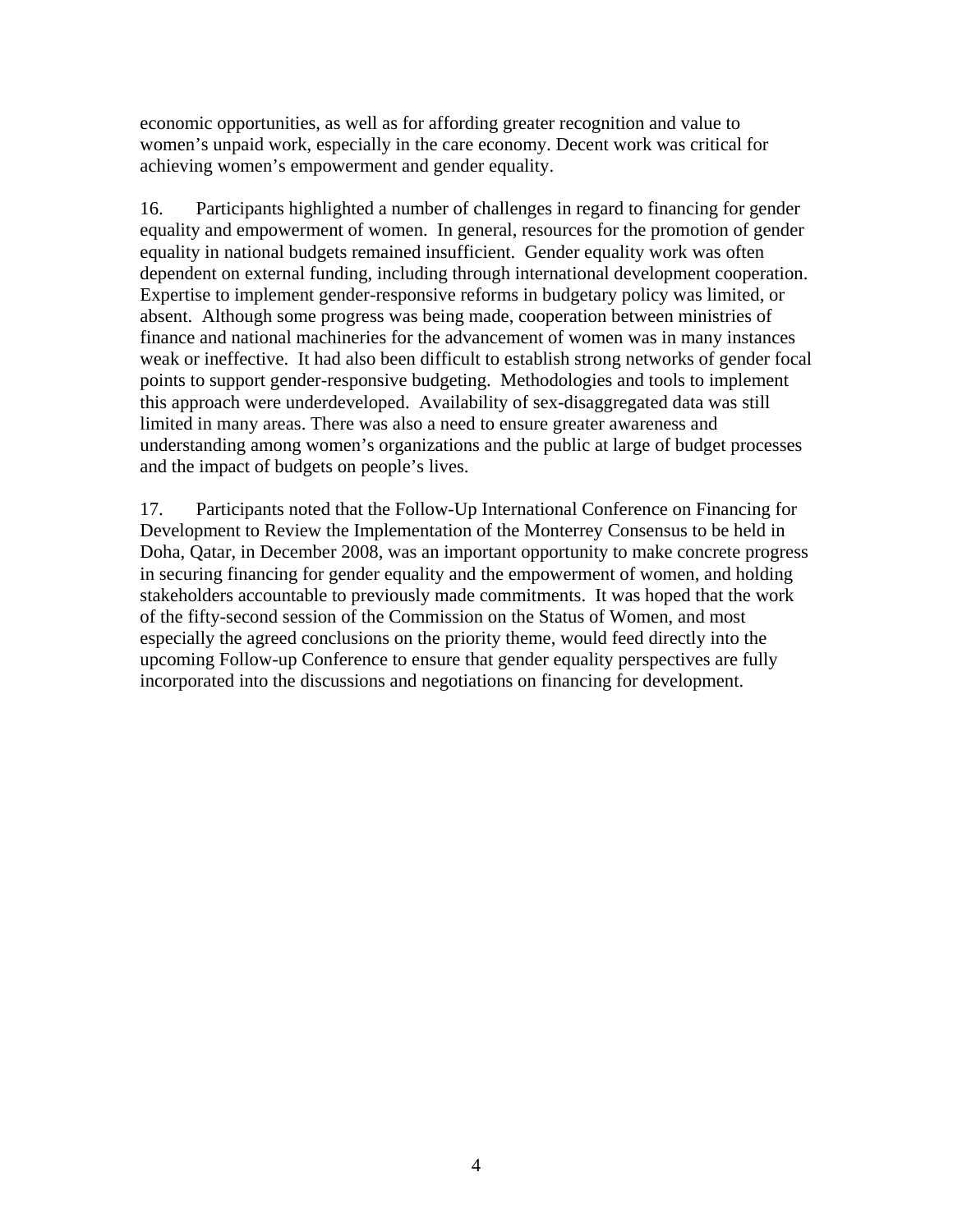economic opportunities, as well as for affording greater recognition and value to women's unpaid work, especially in the care economy. Decent work was critical for achieving women's empowerment and gender equality.

16. Participants highlighted a number of challenges in regard to financing for gender equality and empowerment of women. In general, resources for the promotion of gender equality in national budgets remained insufficient. Gender equality work was often dependent on external funding, including through international development cooperation. Expertise to implement gender-responsive reforms in budgetary policy was limited, or absent. Although some progress was being made, cooperation between ministries of finance and national machineries for the advancement of women was in many instances weak or ineffective. It had also been difficult to establish strong networks of gender focal points to support gender-responsive budgeting. Methodologies and tools to implement this approach were underdeveloped. Availability of sex-disaggregated data was still limited in many areas. There was also a need to ensure greater awareness and understanding among women's organizations and the public at large of budget processes and the impact of budgets on people's lives.

17. Participants noted that the Follow-Up International Conference on Financing for Development to Review the Implementation of the Monterrey Consensus to be held in Doha, Qatar, in December 2008, was an important opportunity to make concrete progress in securing financing for gender equality and the empowerment of women, and holding stakeholders accountable to previously made commitments. It was hoped that the work of the fifty-second session of the Commission on the Status of Women, and most especially the agreed conclusions on the priority theme, would feed directly into the upcoming Follow-up Conference to ensure that gender equality perspectives are fully incorporated into the discussions and negotiations on financing for development.